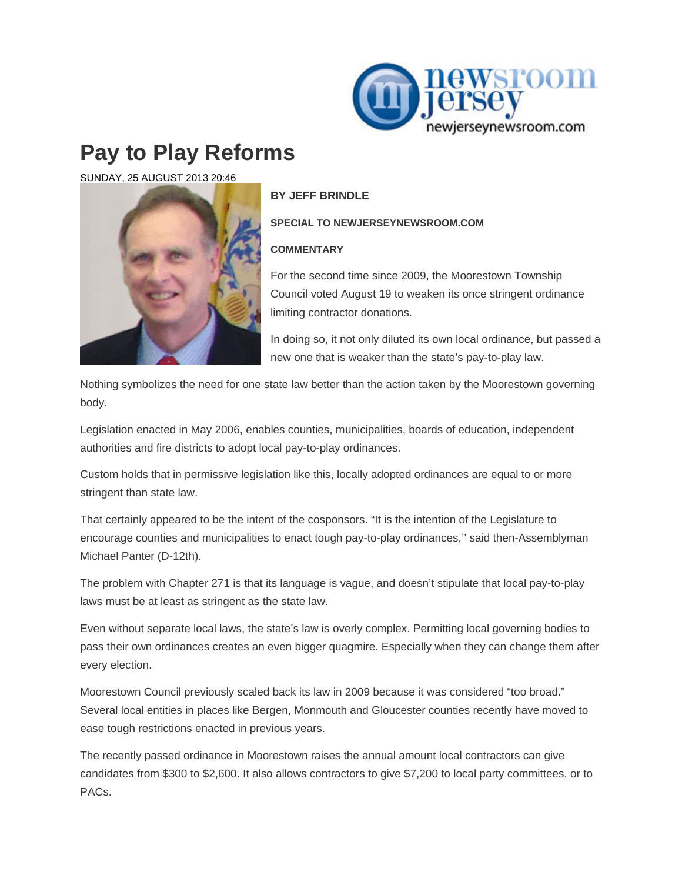# Pay to Play Reforms

SUNDAY, 25 AUGUST 2013 20:46

**BY JEFF BRINDLE**

**SPECIAL TO NEWJERSEYNEWSROOM.COM**

**COMMENTARY**

For the second time since 2009, the Moorestown Township Council voted August 19 to weaken its once stringent ordinance limiting contractor donations.

In doing so, it not only diluted its own local ordinance, but passed a new one that is weaker than the state's pay-to-play law.

Nothing symbolizes the need for one state law better than the action taken by the Moorestown governing body.

Legislation enacted in May 2006, enables counties, municipalities, boards of education, independent authorities and fire districts to adopt local pay-to-play ordinances.

Custom holds that in permissive legislation like this, locally adopted ordinances are equal to or more stringent than state law.

That certainly appeared to be the intent of the cosponsors. "It is the intention of the Legislature to encourage counties and municipalities to enact tough pay-to-play ordinances,'' said then-Assemblyman Michael Panter (D-12th).

The problem with Chapter 271 is that its language is vague, and doesn't stipulate that local pay-to-play laws must be at least as stringent as the state law.

Even without separate local laws, the state's law is overly complex. Permitting local governing bodies to pass their own ordinances creates an even bigger quagmire. Especially when they can change them after every election.

Moorestown Council previously scaled back its law in 2009 because it was considered "too broad." Several local entities in places like Bergen, Monmouth and Gloucester counties recently have moved to ease tough restrictions enacted in previous years.

The recently passed ordinance in Moorestown raises the annual amount local contractors can give candidates from $300 to $2,600. It also allows contractors to give $7,200 to local party committees, or to PACs.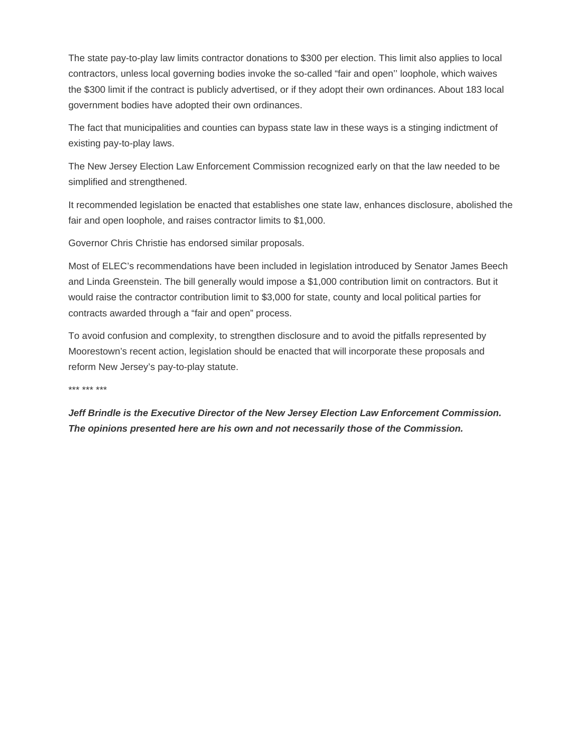The state pay-to-play law limits contractor donations to $300 per election. This limit also applies to local contractors, unless local governing bodies invoke the so-called "fair and open'' loophole, which waives the $300 limit if the contract is publicly advertised, or if they adopt their own ordinances. About 183 local government bodies have adopted their own ordinances.

The fact that municipalities and counties can bypass state law in these ways is a stinging indictment of existing pay-to-play laws.

The New Jersey Election Law Enforcement Commission recognized early on that the law needed to be simplified and strengthened.

It recommended legislation be enacted that establishes one state law, enhances disclosure, abolished the fair and open loophole, and raises contractor limits to $1,000.

Governor Chris Christie has endorsed similar proposals.

Most of ELEC's recommendations have been included in legislation introduced by Senator James Beech and Linda Greenstein. The bill generally would impose a $1,000 contribution limit on contractors. But it would raise the contractor contribution limit to $3,000 for state, county and local political parties for contracts awarded through a "fair and open" process.

To avoid confusion and complexity, to strengthen disclosure and to avoid the pitfalls represented by Moorestown's recent action, legislation should be enacted that will incorporate these proposals and reform New Jersey's pay-to-play statute.

*** *** ***

***Jeff Brindle is the Executive Director of the New Jersey Election Law Enforcement Commission. The opinions presented here are his own and not necessarily those of the Commission.***